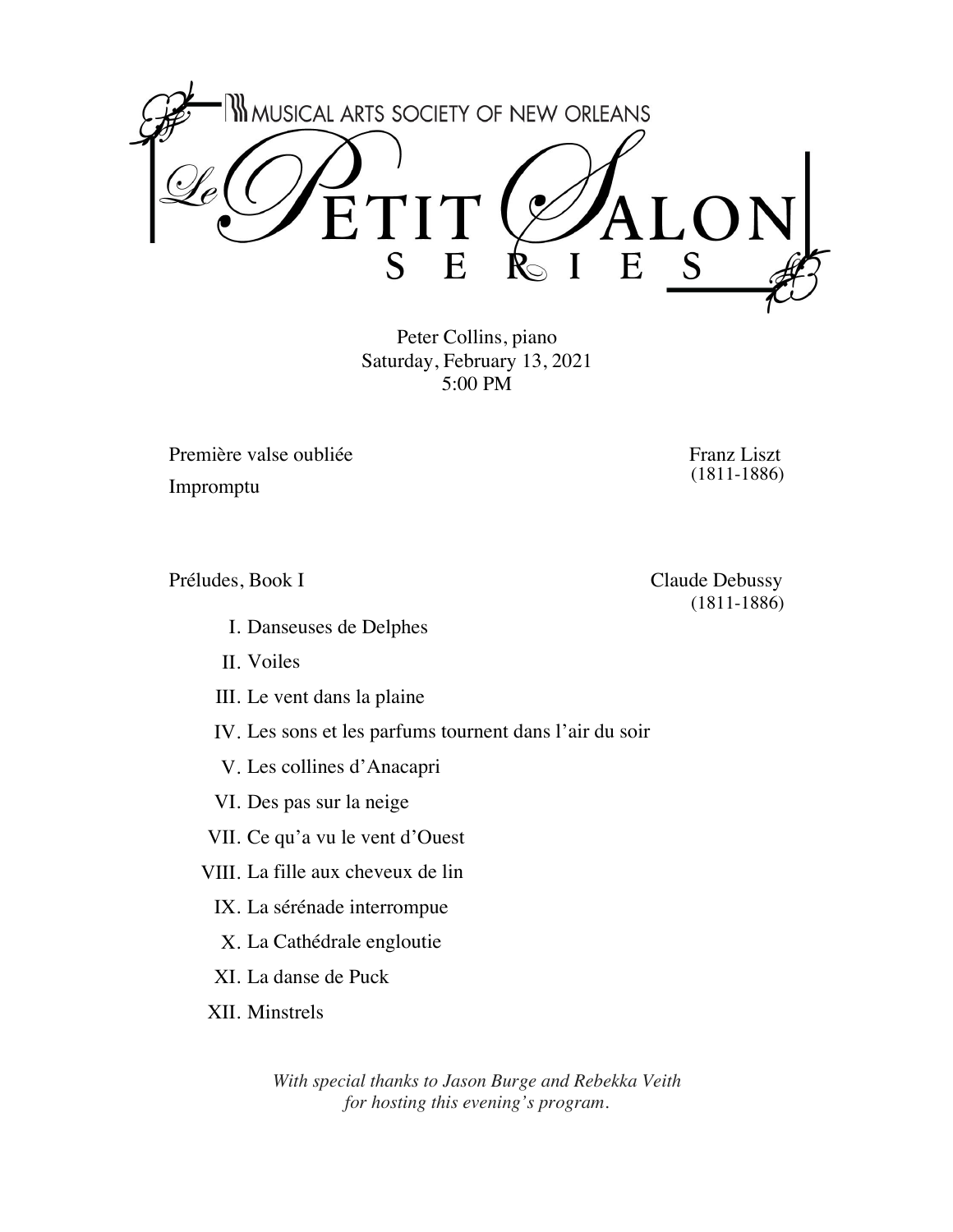MUSICAL ARTS SOCIETY OF NEW ORLEANS

# Le Petit Salon Series

Peter Collins, piano
Saturday, February 13, 2021
5:00 PM

Première valse oubliée — Franz Liszt (1811-1886)

Impromptu

Préludes, Book I — Claude Debussy (1811-1886)

I. Danseuses de Delphes

II. Voiles

III. Le vent dans la plaine

IV. Les sons et les parfums tournent dans l'air du soir

V. Les collines d'Anacapri

VI. Des pas sur la neige

VII. Ce qu'a vu le vent d'Ouest

VIII. La fille aux cheveux de lin

IX. La sérénade interrompue

X. La Cathédrale engloutie

XI. La danse de Puck

XII. Minstrels

*With special thanks to Jason Burge and Rebekka Veith for hosting this evening's program.*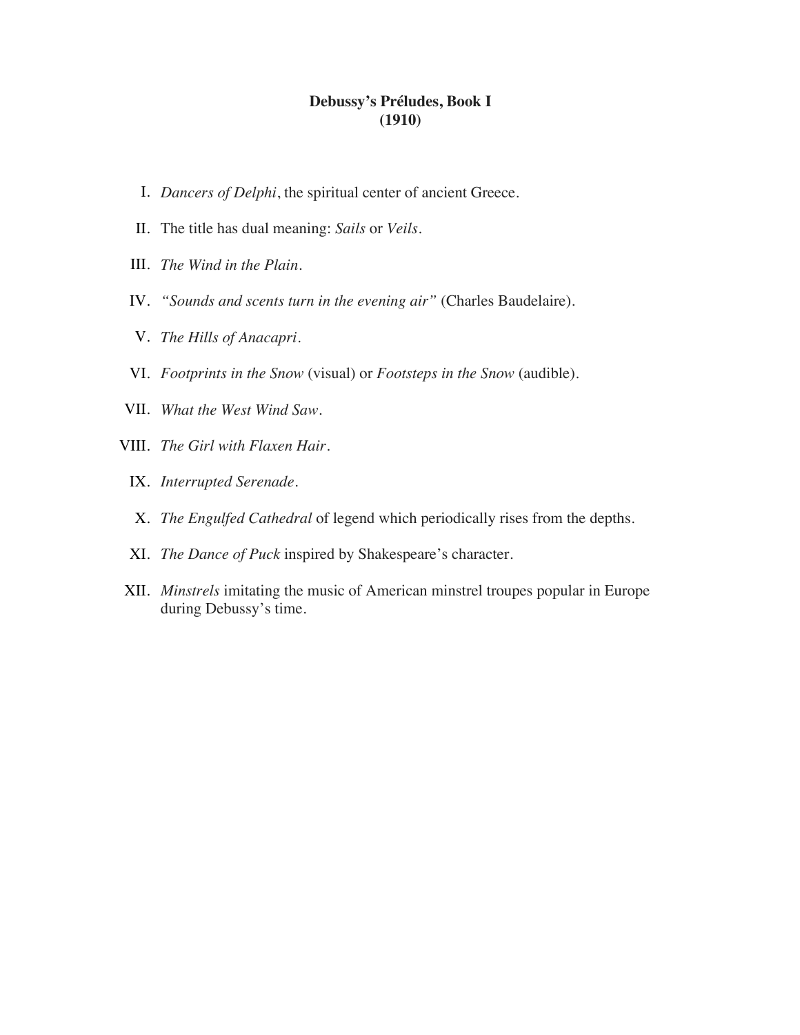# Debussy's Préludes, Book I
# (1910)

I. *Dancers of Delphi*, the spiritual center of ancient Greece.

II. The title has dual meaning: *Sails* or *Veils*.

III. *The Wind in the Plain*.

IV. *"Sounds and scents turn in the evening air"* (Charles Baudelaire).

V. *The Hills of Anacapri*.

VI. *Footprints in the Snow* (visual) or *Footsteps in the Snow* (audible).

VII. *What the West Wind Saw*.

VIII. *The Girl with Flaxen Hair*.

IX. *Interrupted Serenade*.

X. *The Engulfed Cathedral* of legend which periodically rises from the depths.

XI. *The Dance of Puck* inspired by Shakespeare's character.

XII. *Minstrels* imitating the music of American minstrel troupes popular in Europe during Debussy's time.